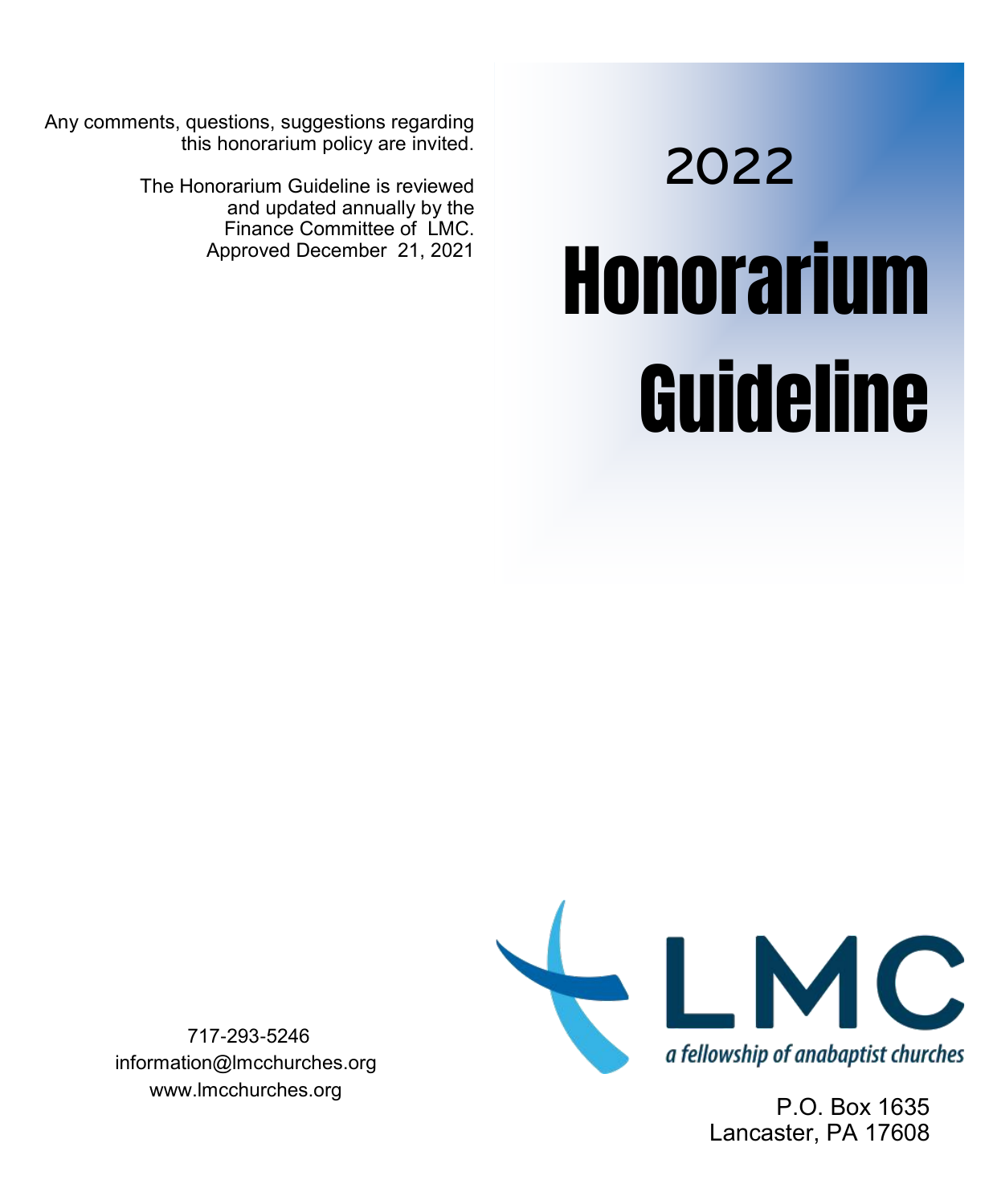# 2022

# Honorarium Guideline

Any comments, questions, suggestions regarding this honorarium policy are invited.

The Honorarium Guideline is reviewed and updated annually by the Finance Committee of LMC.
Approved December 21, 2021

LMC

*a fellowship of anabaptist churches*

717-293-5246
information@lmcchurches.org
www.lmcchurches.org

P.O. Box 1635
Lancaster, PA 17608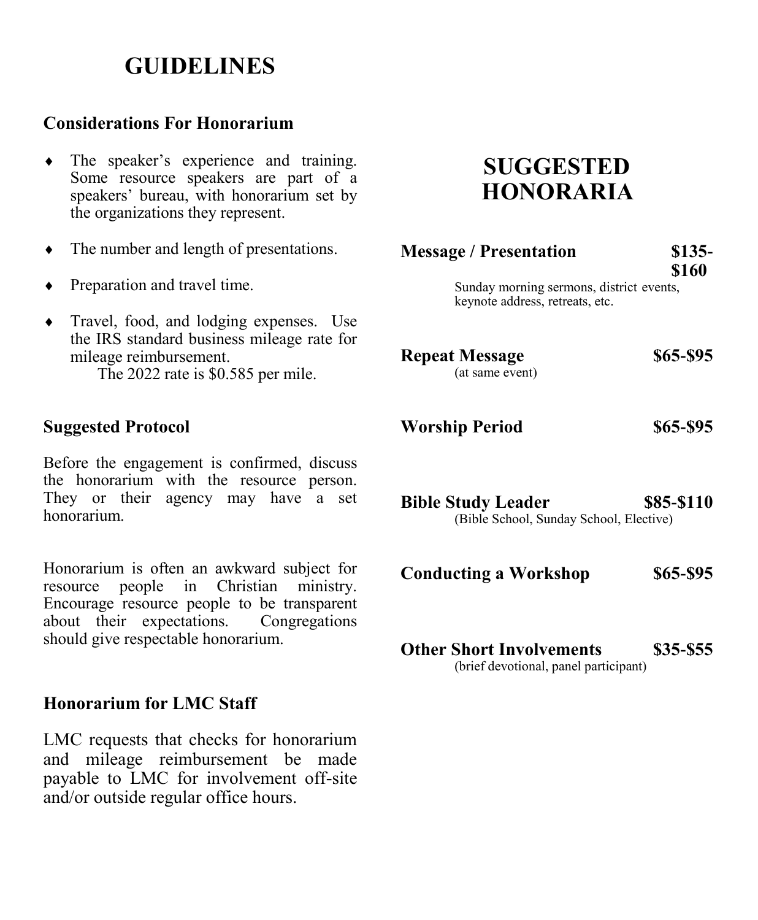# GUIDELINES

### Considerations For Honorarium

- The speaker's experience and training. Some resource speakers are part of a speakers' bureau, with honorarium set by the organizations they represent.
- The number and length of presentations.
- Preparation and travel time.
- Travel, food, and lodging expenses. Use the IRS standard business mileage rate for mileage reimbursement.
  The 2022 rate is $0.585 per mile.

### Suggested Protocol

Before the engagement is confirmed, discuss the honorarium with the resource person. They or their agency may have a set honorarium.

Honorarium is often an awkward subject for resource people in Christian ministry. Encourage resource people to be transparent about their expectations. Congregations should give respectable honorarium.

### Honorarium for LMC Staff

LMC requests that checks for honorarium and mileage reimbursement be made payable to LMC for involvement off-site and/or outside regular office hours.

## SUGGESTED HONORARIA

**Message / Presentation** **$135-$160**
Sunday morning sermons, district events, keynote address, retreats, etc.

**Repeat Message** **$65-$95**
(at same event)

**Worship Period** **$65-$95**

**Bible Study Leader** **$85-$110**
(Bible School, Sunday School, Elective)

**Conducting a Workshop** **$65-$95**

**Other Short Involvements** **$35-$55**
(brief devotional, panel participant)